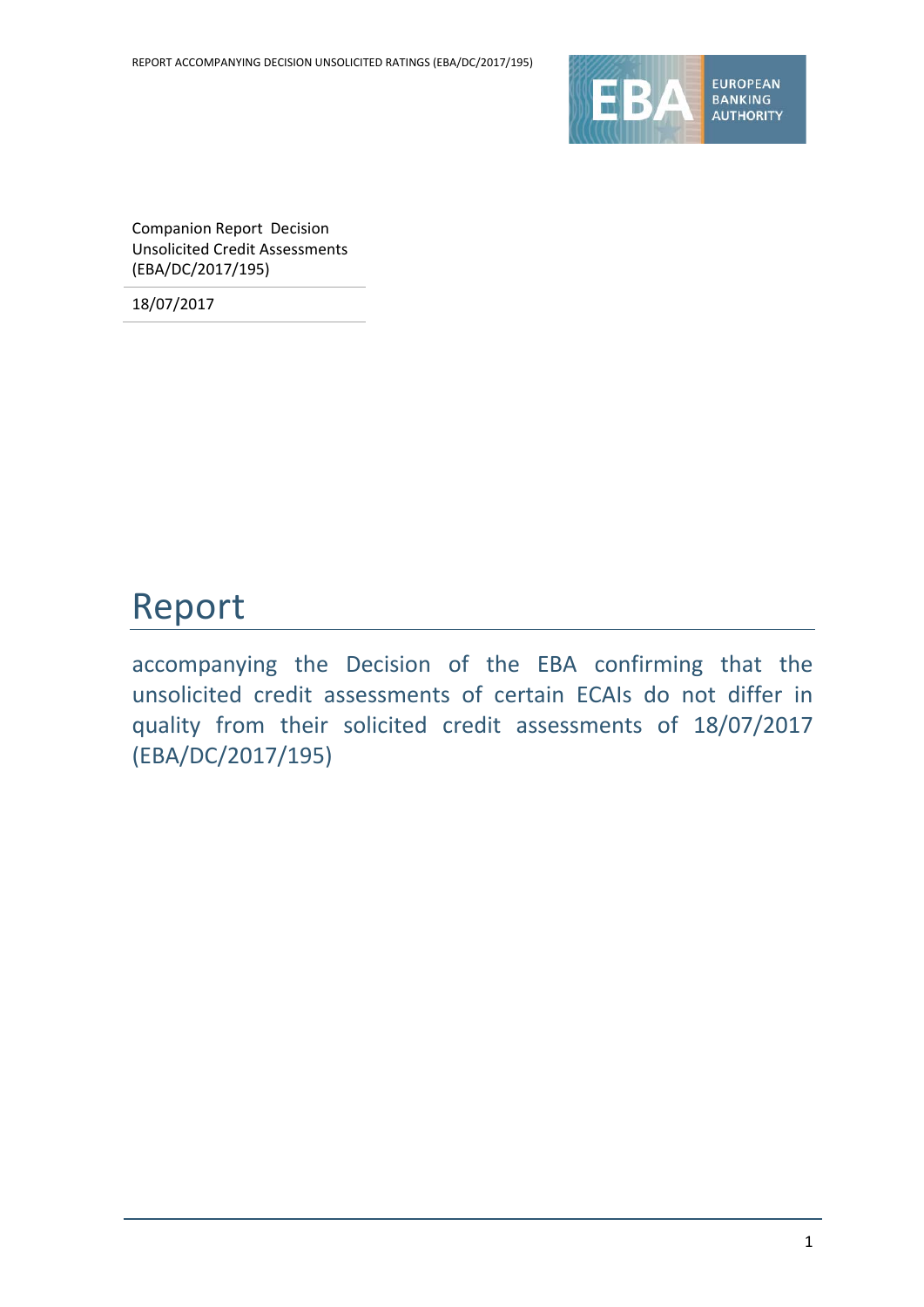Companion Report Decision Unsolicited Credit Assessments (EBA/DC/2017/195)

18/07/2017

# Report

accompanying the Decision of the EBA confirming that the unsolicited credit assessments of certain ECAIs do not differ in quality from their solicited credit assessments of 18/07/2017 (EBA/DC/2017/195)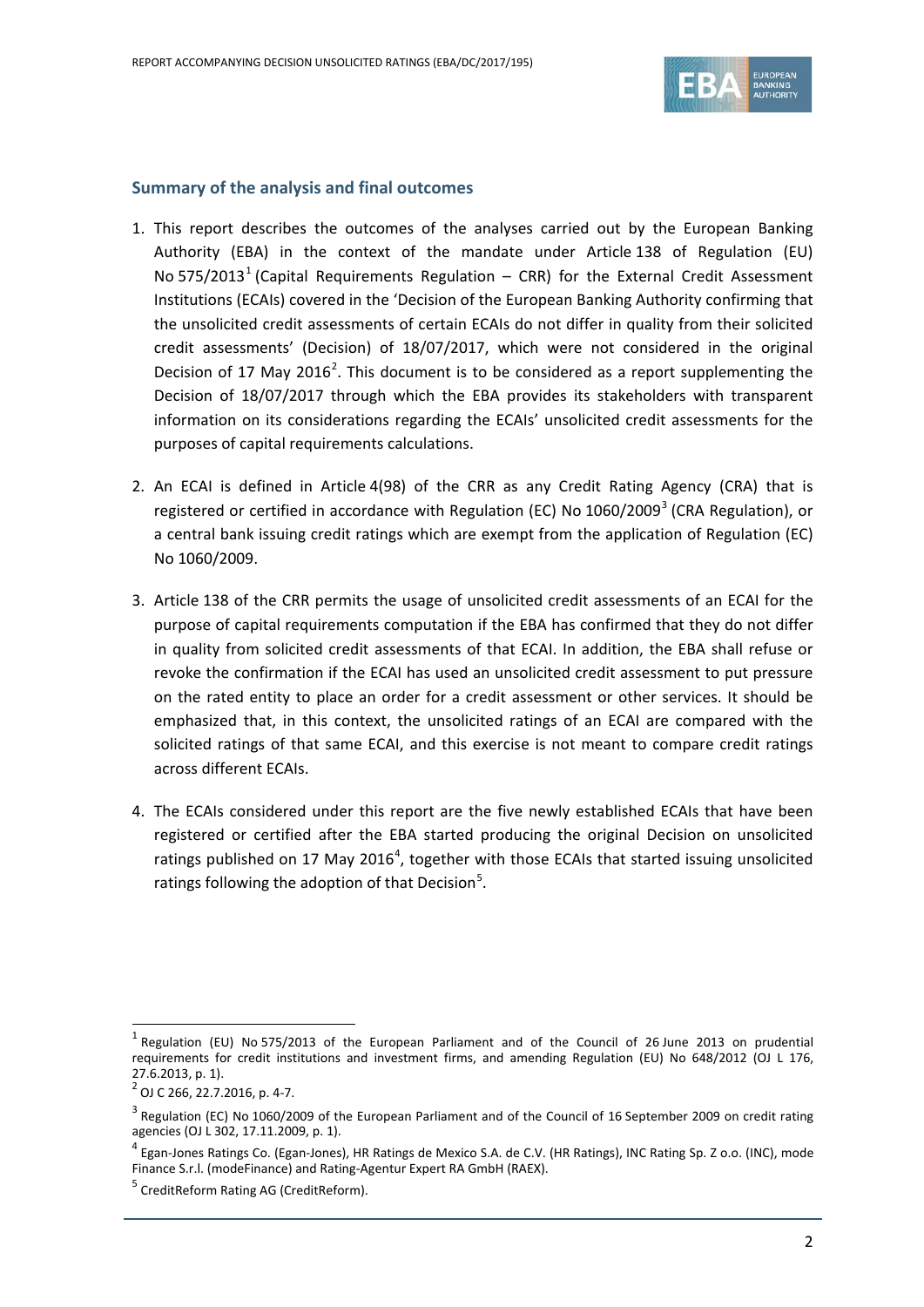## Summary of the analysis and final outcomes

1. This report describes the outcomes of the analyses carried out by the European Banking Authority (EBA) in the context of the mandate under Article 138 of Regulation (EU) No 575/2013[1] (Capital Requirements Regulation – CRR) for the External Credit Assessment Institutions (ECAIs) covered in the 'Decision of the European Banking Authority confirming that the unsolicited credit assessments of certain ECAIs do not differ in quality from their solicited credit assessments' (Decision) of 18/07/2017, which were not considered in the original Decision of 17 May 2016[2]. This document is to be considered as a report supplementing the Decision of 18/07/2017 through which the EBA provides its stakeholders with transparent information on its considerations regarding the ECAIs' unsolicited credit assessments for the purposes of capital requirements calculations.

2. An ECAI is defined in Article 4(98) of the CRR as any Credit Rating Agency (CRA) that is registered or certified in accordance with Regulation (EC) No 1060/2009[3] (CRA Regulation), or a central bank issuing credit ratings which are exempt from the application of Regulation (EC) No 1060/2009.

3. Article 138 of the CRR permits the usage of unsolicited credit assessments of an ECAI for the purpose of capital requirements computation if the EBA has confirmed that they do not differ in quality from solicited credit assessments of that ECAI. In addition, the EBA shall refuse or revoke the confirmation if the ECAI has used an unsolicited credit assessment to put pressure on the rated entity to place an order for a credit assessment or other services. It should be emphasized that, in this context, the unsolicited ratings of an ECAI are compared with the solicited ratings of that same ECAI, and this exercise is not meant to compare credit ratings across different ECAIs.

4. The ECAIs considered under this report are the five newly established ECAIs that have been registered or certified after the EBA started producing the original Decision on unsolicited ratings published on 17 May 2016[4], together with those ECAIs that started issuing unsolicited ratings following the adoption of that Decision[5].

---

[1] Regulation (EU) No 575/2013 of the European Parliament and of the Council of 26 June 2013 on prudential requirements for credit institutions and investment firms, and amending Regulation (EU) No 648/2012 (OJ L 176, 27.6.2013, p. 1).

[2] OJ C 266, 22.7.2016, p. 4-7.

[3] Regulation (EC) No 1060/2009 of the European Parliament and of the Council of 16 September 2009 on credit rating agencies (OJ L 302, 17.11.2009, p. 1).

[4] Egan-Jones Ratings Co. (Egan-Jones), HR Ratings de Mexico S.A. de C.V. (HR Ratings), INC Rating Sp. Z o.o. (INC), mode Finance S.r.l. (modeFinance) and Rating-Agentur Expert RA GmbH (RAEX).

[5] CreditReform Rating AG (CreditReform).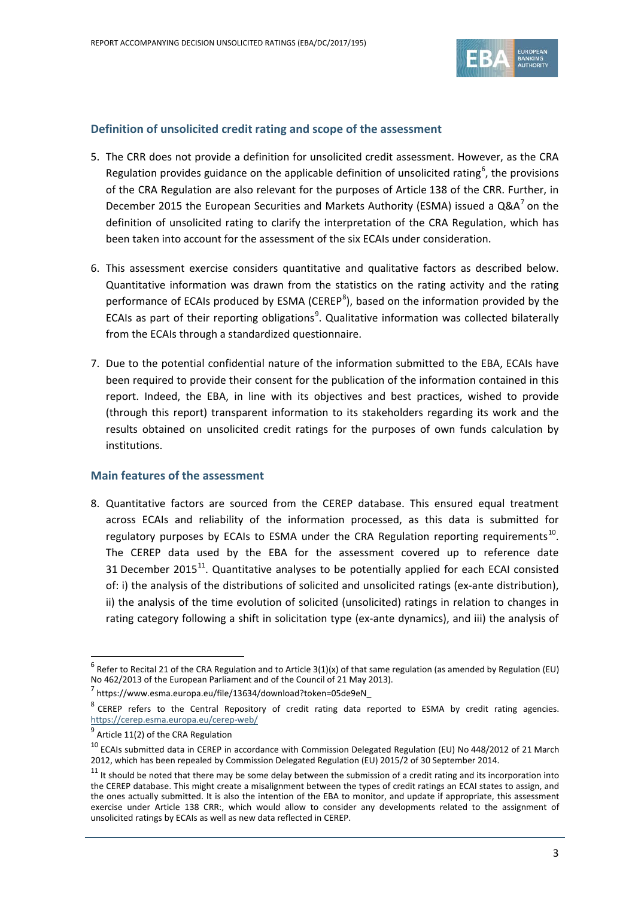## Definition of unsolicited credit rating and scope of the assessment

5. The CRR does not provide a definition for unsolicited credit assessment. However, as the CRA Regulation provides guidance on the applicable definition of unsolicited rating[6], the provisions of the CRA Regulation are also relevant for the purposes of Article 138 of the CRR. Further, in December 2015 the European Securities and Markets Authority (ESMA) issued a Q&A[7] on the definition of unsolicited rating to clarify the interpretation of the CRA Regulation, which has been taken into account for the assessment of the six ECAIs under consideration.

6. This assessment exercise considers quantitative and qualitative factors as described below. Quantitative information was drawn from the statistics on the rating activity and the rating performance of ECAIs produced by ESMA (CEREP[8]), based on the information provided by the ECAIs as part of their reporting obligations[9]. Qualitative information was collected bilaterally from the ECAIs through a standardized questionnaire.

7. Due to the potential confidential nature of the information submitted to the EBA, ECAIs have been required to provide their consent for the publication of the information contained in this report. Indeed, the EBA, in line with its objectives and best practices, wished to provide (through this report) transparent information to its stakeholders regarding its work and the results obtained on unsolicited credit ratings for the purposes of own funds calculation by institutions.

## Main features of the assessment

8. Quantitative factors are sourced from the CEREP database. This ensured equal treatment across ECAIs and reliability of the information processed, as this data is submitted for regulatory purposes by ECAIs to ESMA under the CRA Regulation reporting requirements[10]. The CEREP data used by the EBA for the assessment covered up to reference date 31 December 2015[11]. Quantitative analyses to be potentially applied for each ECAI consisted of: i) the analysis of the distributions of solicited and unsolicited ratings (ex-ante distribution), ii) the analysis of the time evolution of solicited (unsolicited) ratings in relation to changes in rating category following a shift in solicitation type (ex-ante dynamics), and iii) the analysis of

---

[6] Refer to Recital 21 of the CRA Regulation and to Article 3(1)(x) of that same regulation (as amended by Regulation (EU) No 462/2013 of the European Parliament and of the Council of 21 May 2013).

[7] https://www.esma.europa.eu/file/13634/download?token=05de9eN_

[8] CEREP refers to the Central Repository of credit rating data reported to ESMA by credit rating agencies. https://cerep.esma.europa.eu/cerep-web/

[9] Article 11(2) of the CRA Regulation

[10] ECAIs submitted data in CEREP in accordance with Commission Delegated Regulation (EU) No 448/2012 of 21 March 2012, which has been repealed by Commission Delegated Regulation (EU) 2015/2 of 30 September 2014.

[11] It should be noted that there may be some delay between the submission of a credit rating and its incorporation into the CEREP database. This might create a misalignment between the types of credit ratings an ECAI states to assign, and the ones actually submitted. It is also the intention of the EBA to monitor, and update if appropriate, this assessment exercise under Article 138 CRR:, which would allow to consider any developments related to the assignment of unsolicited ratings by ECAIs as well as new data reflected in CEREP.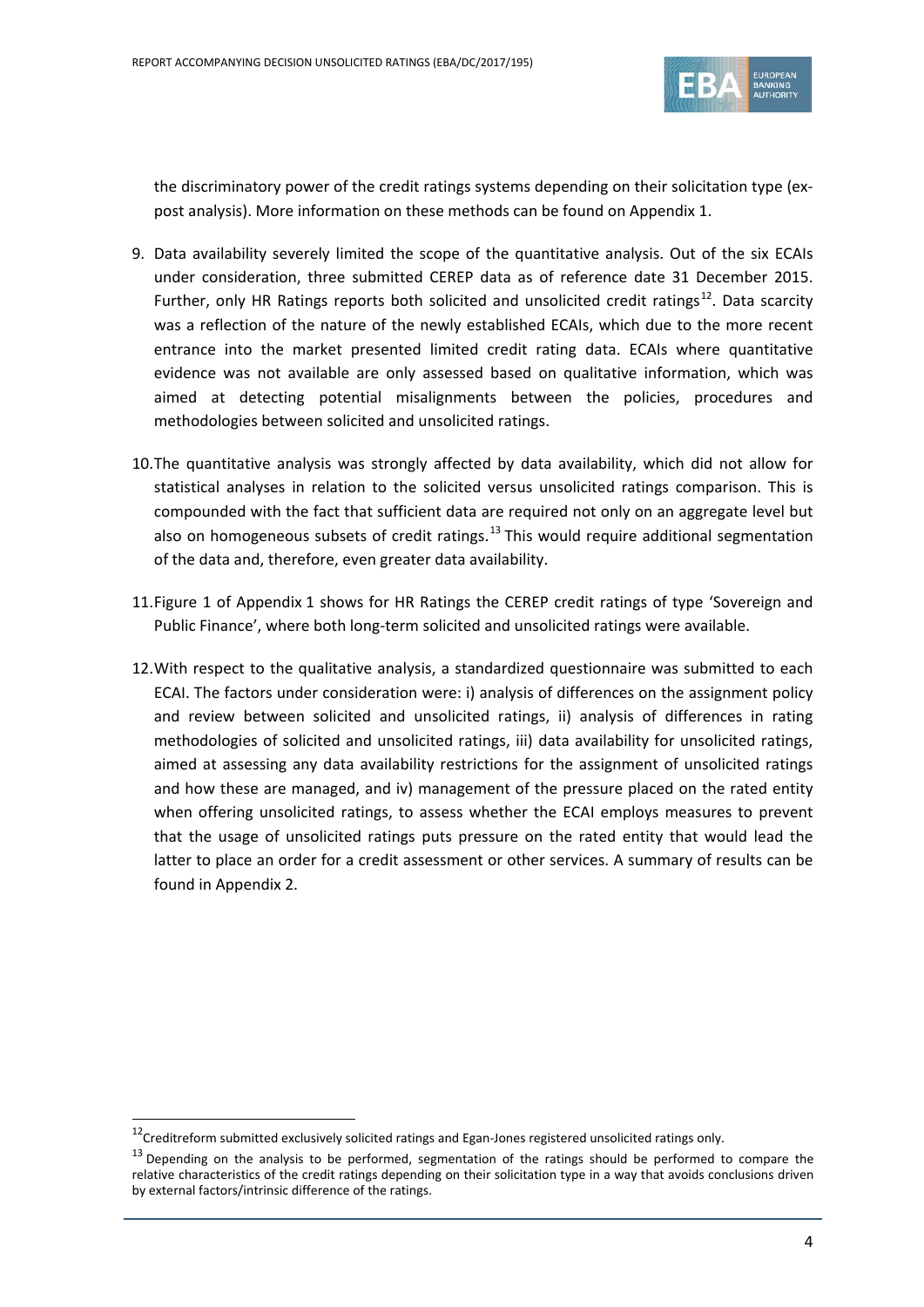the discriminatory power of the credit ratings systems depending on their solicitation type (ex-post analysis). More information on these methods can be found on Appendix 1.

9. Data availability severely limited the scope of the quantitative analysis. Out of the six ECAIs under consideration, three submitted CEREP data as of reference date 31 December 2015. Further, only HR Ratings reports both solicited and unsolicited credit ratings[12]. Data scarcity was a reflection of the nature of the newly established ECAIs, which due to the more recent entrance into the market presented limited credit rating data. ECAIs where quantitative evidence was not available are only assessed based on qualitative information, which was aimed at detecting potential misalignments between the policies, procedures and methodologies between solicited and unsolicited ratings.

10. The quantitative analysis was strongly affected by data availability, which did not allow for statistical analyses in relation to the solicited versus unsolicited ratings comparison. This is compounded with the fact that sufficient data are required not only on an aggregate level but also on homogeneous subsets of credit ratings.[13] This would require additional segmentation of the data and, therefore, even greater data availability.

11. Figure 1 of Appendix 1 shows for HR Ratings the CEREP credit ratings of type 'Sovereign and Public Finance', where both long-term solicited and unsolicited ratings were available.

12. With respect to the qualitative analysis, a standardized questionnaire was submitted to each ECAI. The factors under consideration were: i) analysis of differences on the assignment policy and review between solicited and unsolicited ratings, ii) analysis of differences in rating methodologies of solicited and unsolicited ratings, iii) data availability for unsolicited ratings, aimed at assessing any data availability restrictions for the assignment of unsolicited ratings and how these are managed, and iv) management of the pressure placed on the rated entity when offering unsolicited ratings, to assess whether the ECAI employs measures to prevent that the usage of unsolicited ratings puts pressure on the rated entity that would lead the latter to place an order for a credit assessment or other services. A summary of results can be found in Appendix 2.

---

[12] Creditreform submitted exclusively solicited ratings and Egan-Jones registered unsolicited ratings only.

[13] Depending on the analysis to be performed, segmentation of the ratings should be performed to compare the relative characteristics of the credit ratings depending on their solicitation type in a way that avoids conclusions driven by external factors/intrinsic difference of the ratings.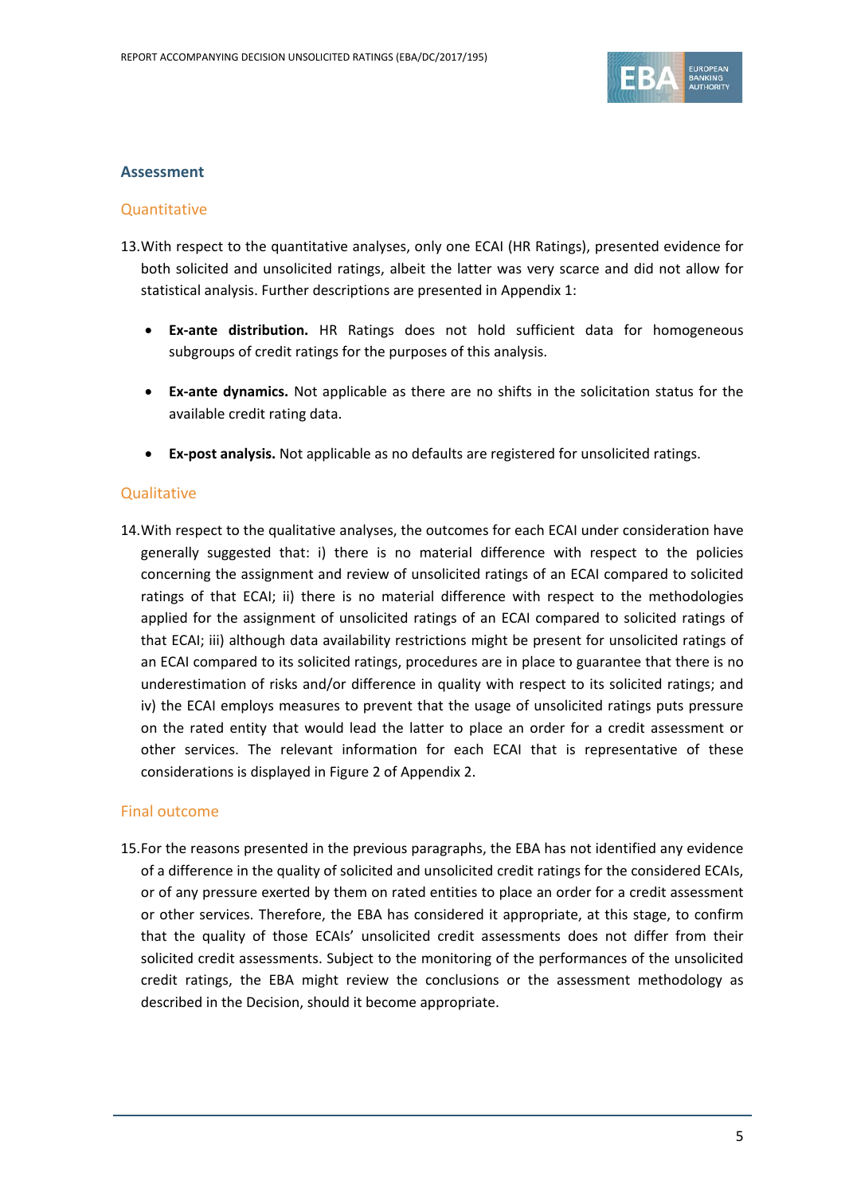## Assessment

### Quantitative

13. With respect to the quantitative analyses, only one ECAI (HR Ratings), presented evidence for both solicited and unsolicited ratings, albeit the latter was very scarce and did not allow for statistical analysis. Further descriptions are presented in Appendix 1:

- **Ex-ante distribution.** HR Ratings does not hold sufficient data for homogeneous subgroups of credit ratings for the purposes of this analysis.
- **Ex-ante dynamics.** Not applicable as there are no shifts in the solicitation status for the available credit rating data.
- **Ex-post analysis.** Not applicable as no defaults are registered for unsolicited ratings.

### Qualitative

14. With respect to the qualitative analyses, the outcomes for each ECAI under consideration have generally suggested that: i) there is no material difference with respect to the policies concerning the assignment and review of unsolicited ratings of an ECAI compared to solicited ratings of that ECAI; ii) there is no material difference with respect to the methodologies applied for the assignment of unsolicited ratings of an ECAI compared to solicited ratings of that ECAI; iii) although data availability restrictions might be present for unsolicited ratings of an ECAI compared to its solicited ratings, procedures are in place to guarantee that there is no underestimation of risks and/or difference in quality with respect to its solicited ratings; and iv) the ECAI employs measures to prevent that the usage of unsolicited ratings puts pressure on the rated entity that would lead the latter to place an order for a credit assessment or other services. The relevant information for each ECAI that is representative of these considerations is displayed in Figure 2 of Appendix 2.

### Final outcome

15. For the reasons presented in the previous paragraphs, the EBA has not identified any evidence of a difference in the quality of solicited and unsolicited credit ratings for the considered ECAIs, or of any pressure exerted by them on rated entities to place an order for a credit assessment or other services. Therefore, the EBA has considered it appropriate, at this stage, to confirm that the quality of those ECAIs' unsolicited credit assessments does not differ from their solicited credit assessments. Subject to the monitoring of the performances of the unsolicited credit ratings, the EBA might review the conclusions or the assessment methodology as described in the Decision, should it become appropriate.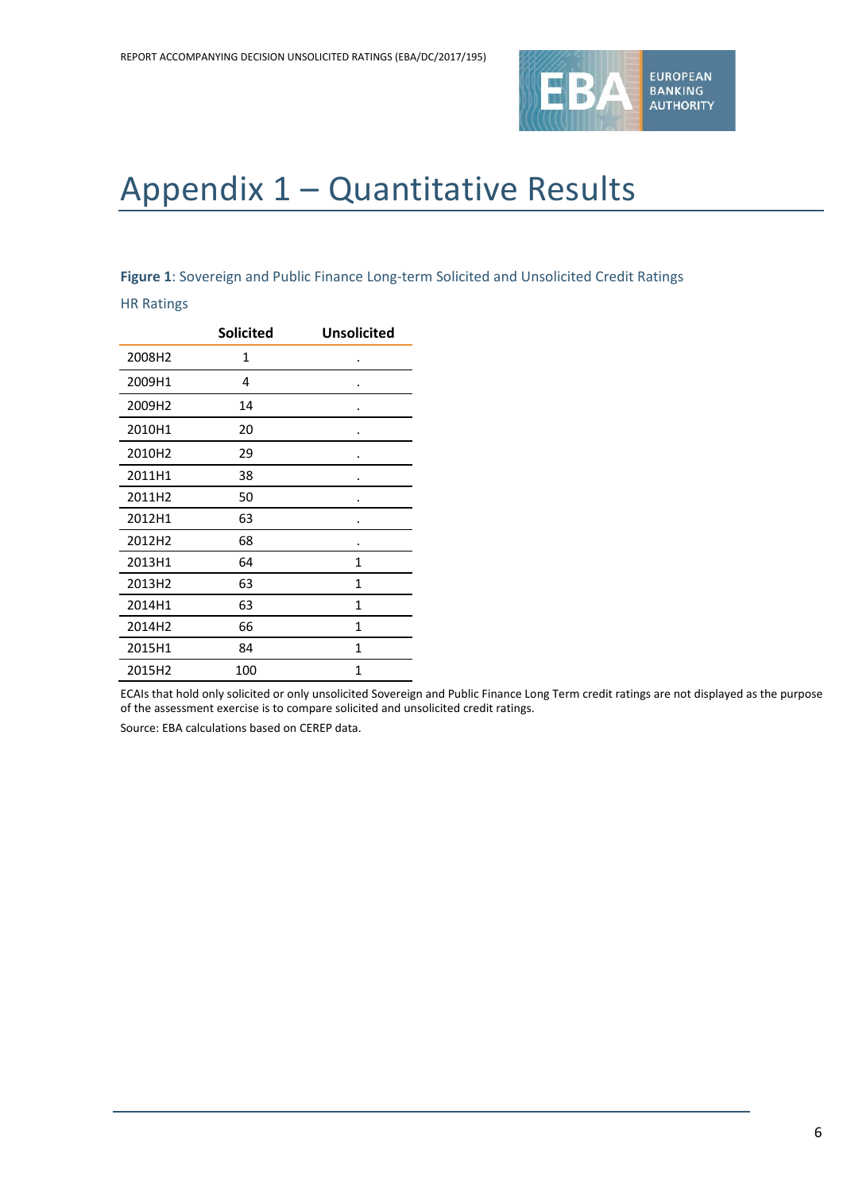# Appendix 1 – Quantitative Results

**Figure 1**: Sovereign and Public Finance Long-term Solicited and Unsolicited Credit Ratings

HR Ratings

| | Solicited | Unsolicited |
|---|---|---|
| 2008H2 | 1 | . |
| 2009H1 | 4 | . |
| 2009H2 | 14 | . |
| 2010H1 | 20 | . |
| 2010H2 | 29 | . |
| 2011H1 | 38 | . |
| 2011H2 | 50 | . |
| 2012H1 | 63 | . |
| 2012H2 | 68 | . |
| 2013H1 | 64 | 1 |
| 2013H2 | 63 | 1 |
| 2014H1 | 63 | 1 |
| 2014H2 | 66 | 1 |
| 2015H1 | 84 | 1 |
| 2015H2 | 100 | 1 |

ECAIs that hold only solicited or only unsolicited Sovereign and Public Finance Long Term credit ratings are not displayed as the purpose of the assessment exercise is to compare solicited and unsolicited credit ratings.

Source: EBA calculations based on CEREP data.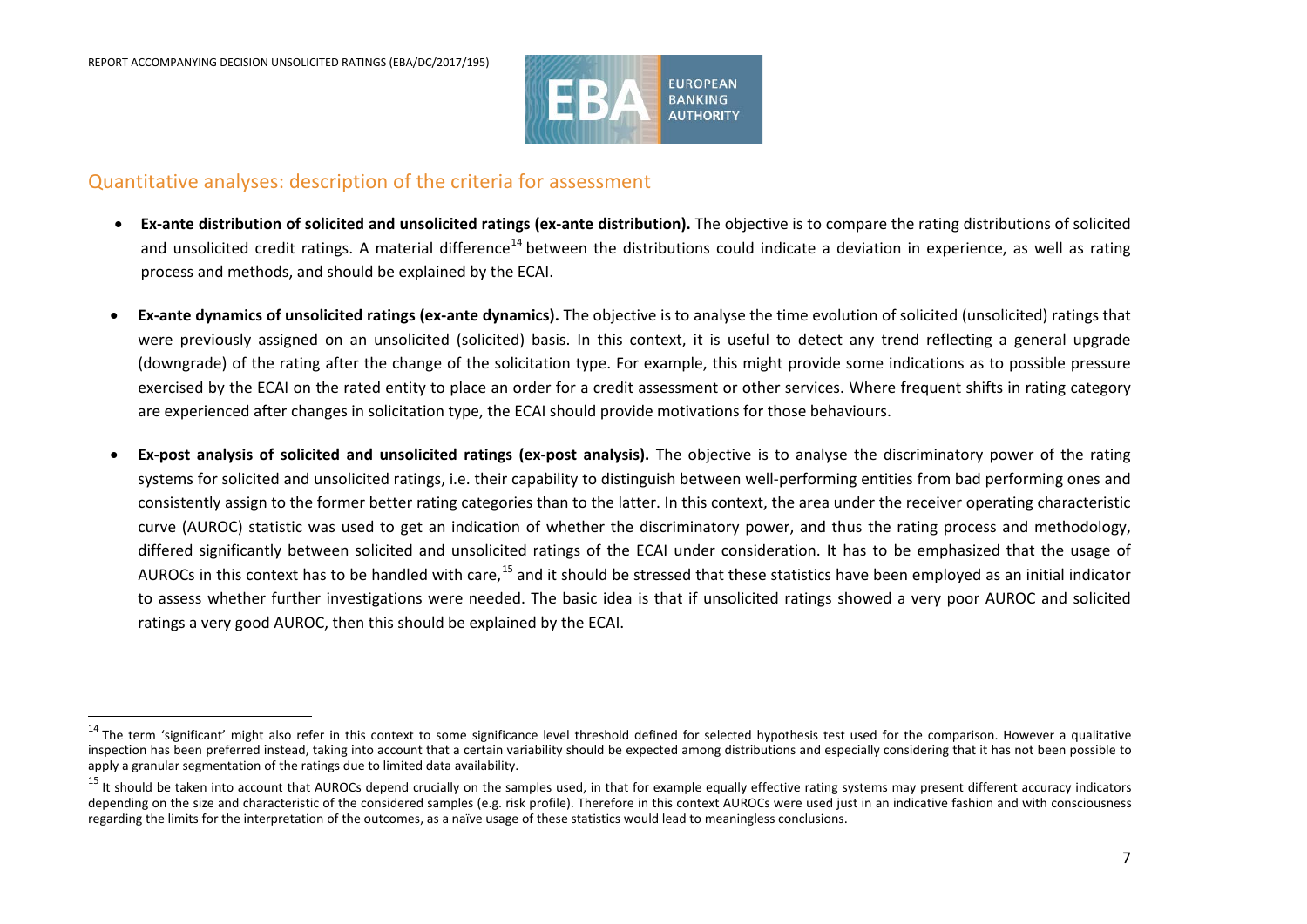## Quantitative analyses: description of the criteria for assessment

- **Ex-ante distribution of solicited and unsolicited ratings (ex-ante distribution).** The objective is to compare the rating distributions of solicited and unsolicited credit ratings. A material difference[14] between the distributions could indicate a deviation in experience, as well as rating process and methods, and should be explained by the ECAI.

- **Ex-ante dynamics of unsolicited ratings (ex-ante dynamics).** The objective is to analyse the time evolution of solicited (unsolicited) ratings that were previously assigned on an unsolicited (solicited) basis. In this context, it is useful to detect any trend reflecting a general upgrade (downgrade) of the rating after the change of the solicitation type. For example, this might provide some indications as to possible pressure exercised by the ECAI on the rated entity to place an order for a credit assessment or other services. Where frequent shifts in rating category are experienced after changes in solicitation type, the ECAI should provide motivations for those behaviours.

- **Ex-post analysis of solicited and unsolicited ratings (ex-post analysis).** The objective is to analyse the discriminatory power of the rating systems for solicited and unsolicited ratings, i.e. their capability to distinguish between well-performing entities from bad performing ones and consistently assign to the former better rating categories than to the latter. In this context, the area under the receiver operating characteristic curve (AUROC) statistic was used to get an indication of whether the discriminatory power, and thus the rating process and methodology, differed significantly between solicited and unsolicited ratings of the ECAI under consideration. It has to be emphasized that the usage of AUROCs in this context has to be handled with care,[15] and it should be stressed that these statistics have been employed as an initial indicator to assess whether further investigations were needed. The basic idea is that if unsolicited ratings showed a very poor AUROC and solicited ratings a very good AUROC, then this should be explained by the ECAI.

---

[14] The term 'significant' might also refer in this context to some significance level threshold defined for selected hypothesis test used for the comparison. However a qualitative inspection has been preferred instead, taking into account that a certain variability should be expected among distributions and especially considering that it has not been possible to apply a granular segmentation of the ratings due to limited data availability.

[15] It should be taken into account that AUROCs depend crucially on the samples used, in that for example equally effective rating systems may present different accuracy indicators depending on the size and characteristic of the considered samples (e.g. risk profile). Therefore in this context AUROCs were used just in an indicative fashion and with consciousness regarding the limits for the interpretation of the outcomes, as a naïve usage of these statistics would lead to meaningless conclusions.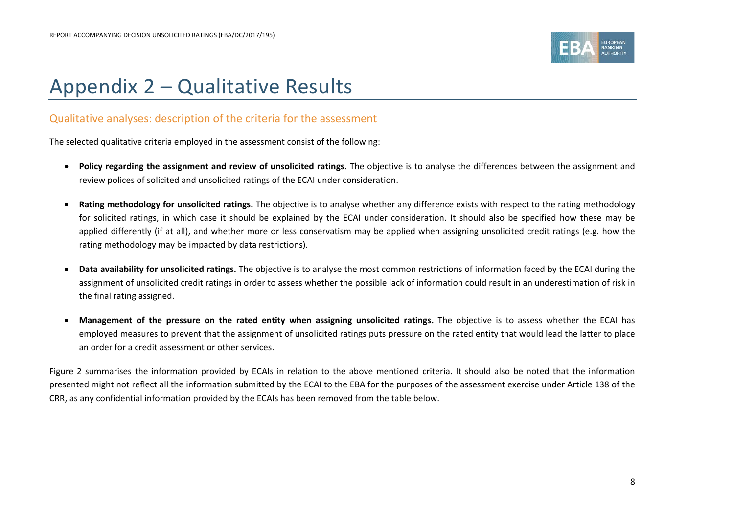# Appendix 2 – Qualitative Results

## Qualitative analyses: description of the criteria for the assessment

The selected qualitative criteria employed in the assessment consist of the following:

- **Policy regarding the assignment and review of unsolicited ratings.** The objective is to analyse the differences between the assignment and review polices of solicited and unsolicited ratings of the ECAI under consideration.
- **Rating methodology for unsolicited ratings.** The objective is to analyse whether any difference exists with respect to the rating methodology for solicited ratings, in which case it should be explained by the ECAI under consideration. It should also be specified how these may be applied differently (if at all), and whether more or less conservatism may be applied when assigning unsolicited credit ratings (e.g. how the rating methodology may be impacted by data restrictions).
- **Data availability for unsolicited ratings.** The objective is to analyse the most common restrictions of information faced by the ECAI during the assignment of unsolicited credit ratings in order to assess whether the possible lack of information could result in an underestimation of risk in the final rating assigned.
- **Management of the pressure on the rated entity when assigning unsolicited ratings.** The objective is to assess whether the ECAI has employed measures to prevent that the assignment of unsolicited ratings puts pressure on the rated entity that would lead the latter to place an order for a credit assessment or other services.

Figure 2 summarises the information provided by ECAIs in relation to the above mentioned criteria. It should also be noted that the information presented might not reflect all the information submitted by the ECAI to the EBA for the purposes of the assessment exercise under Article 138 of the CRR, as any confidential information provided by the ECAIs has been removed from the table below.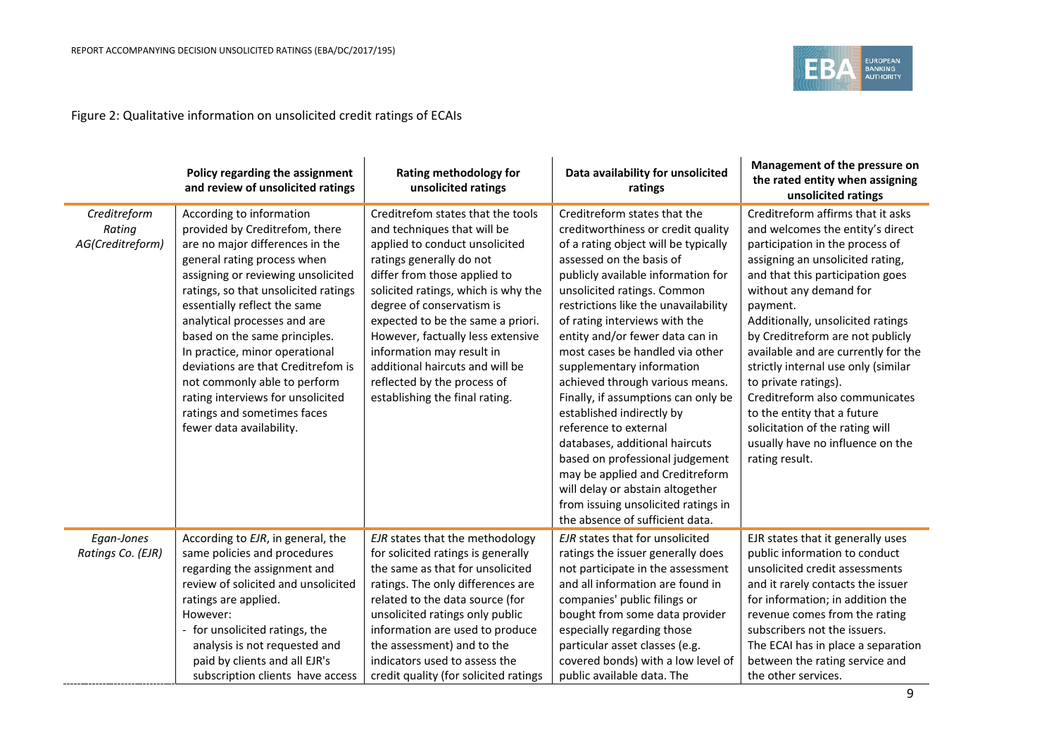Figure 2: Qualitative information on unsolicited credit ratings of ECAIs

| | Policy regarding the assignment and review of unsolicited ratings | Rating methodology for unsolicited ratings | Data availability for unsolicited ratings | Management of the pressure on the rated entity when assigning unsolicited ratings |
|---|---|---|---|---|
| *Creditreform Rating AG(Creditreform)* | According to information provided by Creditrefom, there are no major differences in the general rating process when assigning or reviewing unsolicited ratings, so that unsolicited ratings essentially reflect the same analytical processes and are based on the same principles. In practice, minor operational deviations are that Creditrefom is not commonly able to perform rating interviews for unsolicited ratings and sometimes faces fewer data availability. | Creditrefom states that the tools and techniques that will be applied to conduct unsolicited ratings generally do not differ from those applied to solicited ratings, which is why the degree of conservatism is expected to be the same a priori. However, factually less extensive information may result in additional haircuts and will be reflected by the process of establishing the final rating. | Creditreform states that the creditworthiness or credit quality of a rating object will be typically assessed on the basis of publicly available information for unsolicited ratings. Common restrictions like the unavailability of rating interviews with the entity and/or fewer data can in most cases be handled via other supplementary information achieved through various means. Finally, if assumptions can only be established indirectly by reference to external databases, additional haircuts based on professional judgement may be applied and Creditreform will delay or abstain altogether from issuing unsolicited ratings in the absence of sufficient data. | Creditreform affirms that it asks and welcomes the entity's direct participation in the process of assigning an unsolicited rating, and that this participation goes without any demand for payment. Additionally, unsolicited ratings by Creditreform are not publicly available and are currently for the strictly internal use only (similar to private ratings). Creditreform also communicates to the entity that a future solicitation of the rating will usually have no influence on the rating result. |
| *Egan-Jones Ratings Co. (EJR)* | According to *EJR*, in general, the same policies and procedures regarding the assignment and review of solicited and unsolicited ratings are applied. However: - for unsolicited ratings, the analysis is not requested and paid by clients and all EJR's subscription clients have access | *EJR* states that the methodology for solicited ratings is generally the same as that for unsolicited ratings. The only differences are related to the data source (for unsolicited ratings only public information are used to produce the assessment) and to the indicators used to assess the credit quality (for solicited ratings | *EJR* states that for unsolicited ratings the issuer generally does not participate in the assessment and all information are found in companies' public filings or bought from some data provider especially regarding those particular asset classes (e.g. covered bonds) with a low level of public available data. The | EJR states that it generally uses public information to conduct unsolicited credit assessments and it rarely contacts the issuer for information; in addition the revenue comes from the rating subscribers not the issuers. The ECAI has in place a separation between the rating service and the other services. |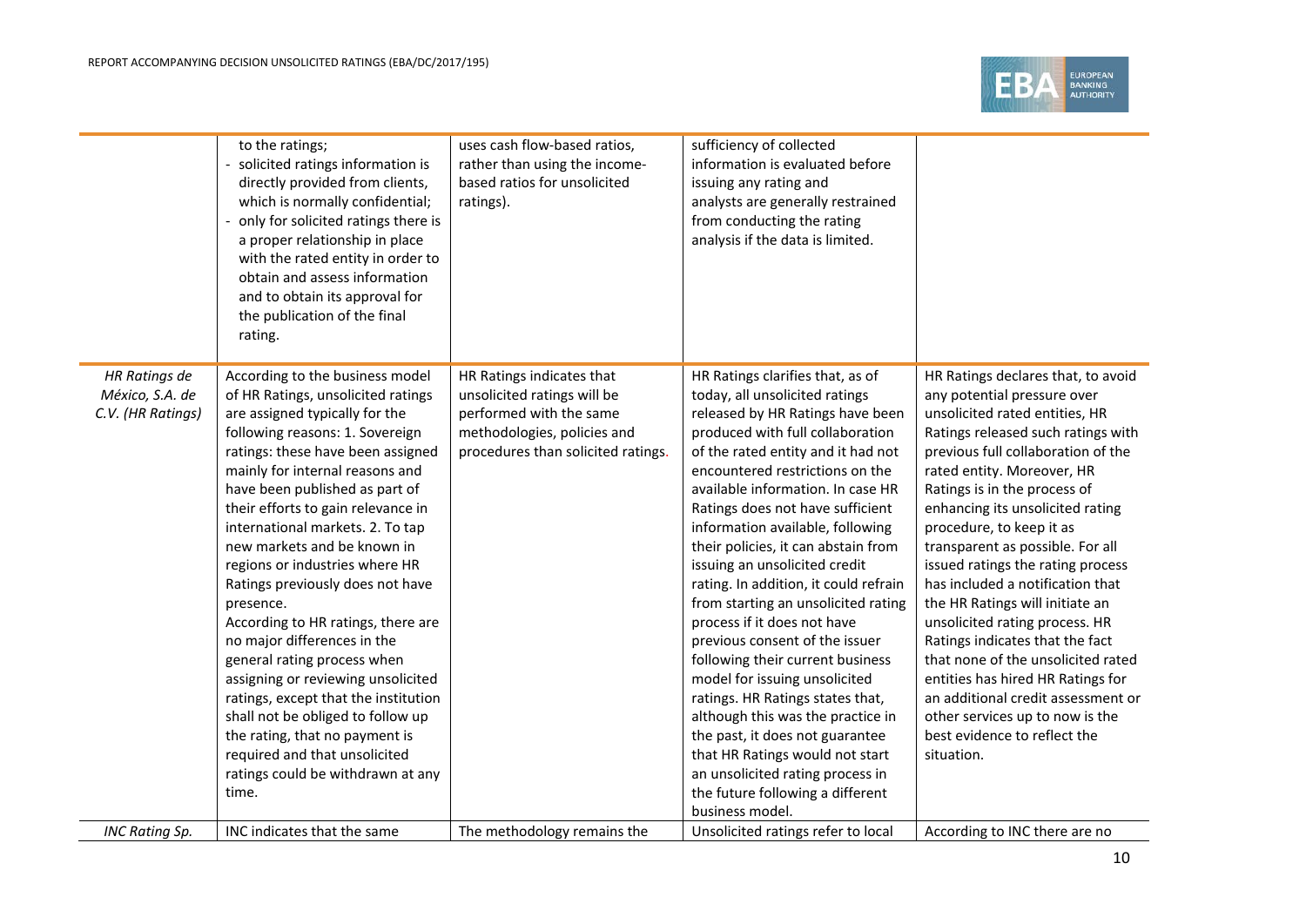| | | | | |
|---|---|---|---|---|
| | to the ratings;<br>- solicited ratings information is directly provided from clients, which is normally confidential;<br>- only for solicited ratings there is a proper relationship in place with the rated entity in order to obtain and assess information and to obtain its approval for the publication of the final rating. | uses cash flow-based ratios, rather than using the income-based ratios for unsolicited ratings). | sufficiency of collected information is evaluated before issuing any rating and analysts are generally restrained from conducting the rating analysis if the data is limited. | |
| *HR Ratings de México, S.A. de C.V. (HR Ratings)* | According to the business model of HR Ratings, unsolicited ratings are assigned typically for the following reasons: 1. Sovereign ratings: these have been assigned mainly for internal reasons and have been published as part of their efforts to gain relevance in international markets. 2. To tap new markets and be known in regions or industries where HR Ratings previously does not have presence.<br>According to HR ratings, there are no major differences in the general rating process when assigning or reviewing unsolicited ratings, except that the institution shall not be obliged to follow up the rating, that no payment is required and that unsolicited ratings could be withdrawn at any time. | HR Ratings indicates that unsolicited ratings will be performed with the same methodologies, policies and procedures than solicited ratings. | HR Ratings clarifies that, as of today, all unsolicited ratings released by HR Ratings have been produced with full collaboration of the rated entity and it had not encountered restrictions on the available information. In case HR Ratings does not have sufficient information available, following their policies, it can abstain from issuing an unsolicited credit rating. In addition, it could refrain from starting an unsolicited rating process if it does not have previous consent of the issuer following their current business model for issuing unsolicited ratings. HR Ratings states that, although this was the practice in the past, it does not guarantee that HR Ratings would not start an unsolicited rating process in the future following a different business model. | HR Ratings declares that, to avoid any potential pressure over unsolicited rated entities, HR Ratings released such ratings with previous full collaboration of the rated entity. Moreover, HR Ratings is in the process of enhancing its unsolicited rating procedure, to keep it as transparent as possible. For all issued ratings the rating process has included a notification that the HR Ratings will initiate an unsolicited rating process. HR Ratings indicates that the fact that none of the unsolicited rated entities has hired HR Ratings for an additional credit assessment or other services up to now is the best evidence to reflect the situation. |
| *INC Rating Sp.* | INC indicates that the same | The methodology remains the | Unsolicited ratings refer to local | According to INC there are no |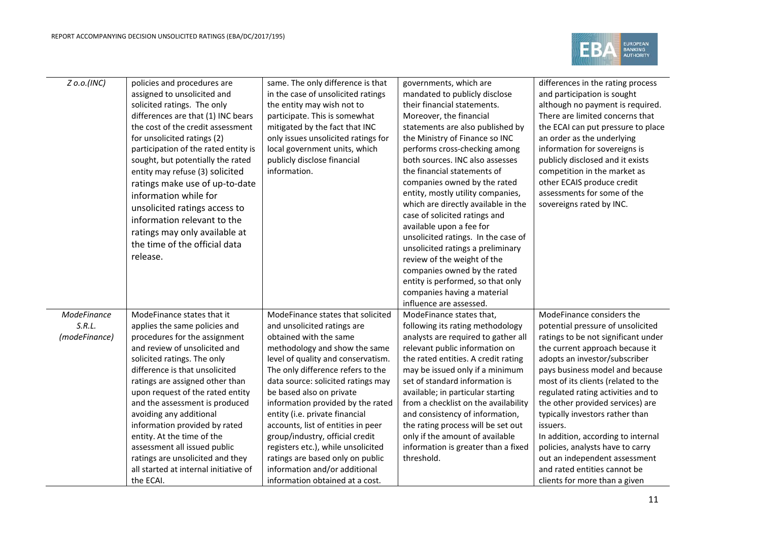| | | | | |
|---|---|---|---|---|
| *Z o.o.(INC)* | policies and procedures are assigned to unsolicited and solicited ratings. The only differences are that (1) INC bears the cost of the credit assessment for unsolicited ratings (2) participation of the rated entity is sought, but potentially the rated entity may refuse (3) solicited ratings make use of up-to-date information while for unsolicited ratings access to information relevant to the ratings may only available at the time of the official data release. | same. The only difference is that in the case of unsolicited ratings the entity may wish not to participate. This is somewhat mitigated by the fact that INC only issues unsolicited ratings for local government units, which publicly disclose financial information. | governments, which are mandated to publicly disclose their financial statements. Moreover, the financial statements are also published by the Ministry of Finance so INC performs cross-checking among both sources. INC also assesses the financial statements of companies owned by the rated entity, mostly utility companies, which are directly available in the case of solicited ratings and available upon a fee for unsolicited ratings. In the case of unsolicited ratings a preliminary review of the weight of the companies owned by the rated entity is performed, so that only companies having a material influence are assessed. | differences in the rating process and participation is sought although no payment is required. There are limited concerns that the ECAI can put pressure to place an order as the underlying information for sovereigns is publicly disclosed and it exists competition in the market as other ECAIS produce credit assessments for some of the sovereigns rated by INC. |
| *ModeFinance S.R.L. (modeFinance)* | ModeFinance states that it applies the same policies and procedures for the assignment and review of unsolicited and solicited ratings. The only difference is that unsolicited ratings are assigned other than upon request of the rated entity and the assessment is produced avoiding any additional information provided by rated entity. At the time of the assessment all issued public ratings are unsolicited and they all started at internal initiative of the ECAI. | ModeFinance states that solicited and unsolicited ratings are obtained with the same methodology and show the same level of quality and conservatism. The only difference refers to the data source: solicited ratings may be based also on private information provided by the rated entity (i.e. private financial accounts, list of entities in peer group/industry, official credit registers etc.), while unsolicited ratings are based only on public information and/or additional information obtained at a cost. | ModeFinance states that, following its rating methodology analysts are required to gather all relevant public information on the rated entities. A credit rating may be issued only if a minimum set of standard information is available; in particular starting from a checklist on the availability and consistency of information, the rating process will be set out only if the amount of available information is greater than a fixed threshold. | ModeFinance considers the potential pressure of unsolicited ratings to be not significant under the current approach because it adopts an investor/subscriber pays business model and because most of its clients (related to the regulated rating activities and to the other provided services) are typically investors rather than issuers.<br>In addition, according to internal policies, analysts have to carry out an independent assessment and rated entities cannot be clients for more than a given |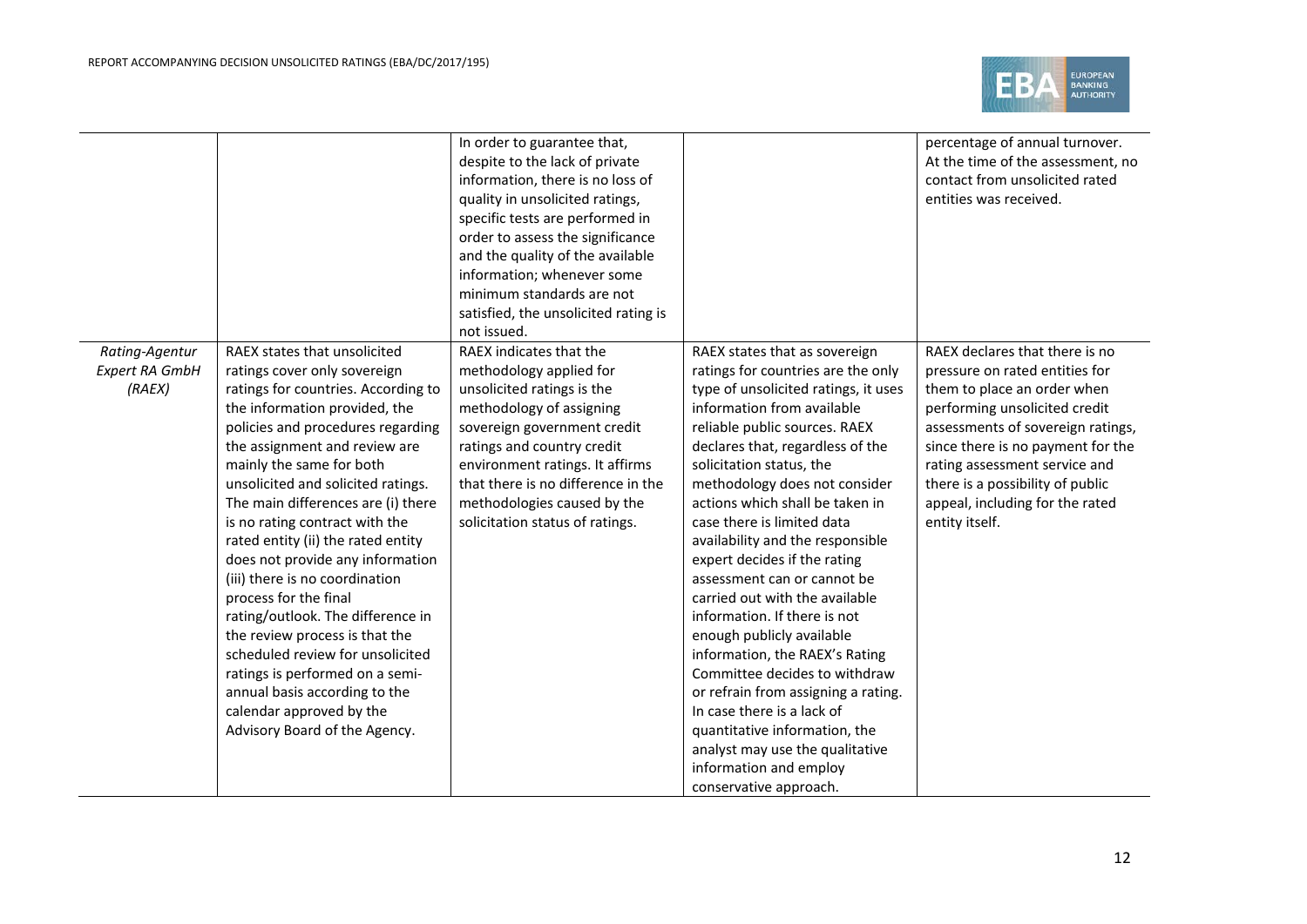| | | | | |
|---|---|---|---|---|
| | | In order to guarantee that, despite to the lack of private information, there is no loss of quality in unsolicited ratings, specific tests are performed in order to assess the significance and the quality of the available information; whenever some minimum standards are not satisfied, the unsolicited rating is not issued. | | percentage of annual turnover. At the time of the assessment, no contact from unsolicited rated entities was received. |
| *Rating-Agentur Expert RA GmbH (RAEX)* | RAEX states that unsolicited ratings cover only sovereign ratings for countries. According to the information provided, the policies and procedures regarding the assignment and review are mainly the same for both unsolicited and solicited ratings. The main differences are (i) there is no rating contract with the rated entity (ii) the rated entity does not provide any information (iii) there is no coordination process for the final rating/outlook. The difference in the review process is that the scheduled review for unsolicited ratings is performed on a semi-annual basis according to the calendar approved by the Advisory Board of the Agency. | RAEX indicates that the methodology applied for unsolicited ratings is the methodology of assigning sovereign government credit ratings and country credit environment ratings. It affirms that there is no difference in the methodologies caused by the solicitation status of ratings. | RAEX states that as sovereign ratings for countries are the only type of unsolicited ratings, it uses information from available reliable public sources. RAEX declares that, regardless of the solicitation status, the methodology does not consider actions which shall be taken in case there is limited data availability and the responsible expert decides if the rating assessment can or cannot be carried out with the available information. If there is not enough publicly available information, the RAEX's Rating Committee decides to withdraw or refrain from assigning a rating. In case there is a lack of quantitative information, the analyst may use the qualitative information and employ conservative approach. | RAEX declares that there is no pressure on rated entities for them to place an order when performing unsolicited credit assessments of sovereign ratings, since there is no payment for the rating assessment service and there is a possibility of public appeal, including for the rated entity itself. |